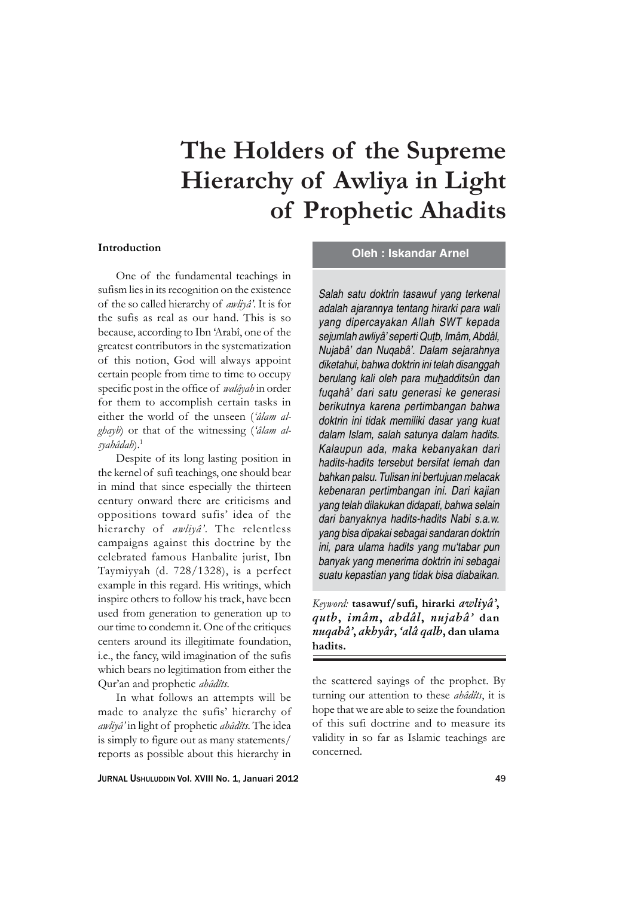# The Holders of the Supreme Hierarchy of Awliya in Light of Prophetic Ahadits

**Oleh : Iskandar Arnel**

*Salah satu doktrin tasawuf yang terkenal adalah ajarannya tentang hirarki para wali yang dipercayakan Allah SWT kepada sejumlah awliyâ' seperti Quṯb, Imâm, Abdâl, Nujabâ' dan Nuqabâ'. Dalam sejarahnya diketahui, bahwa doktrin ini telah disanggah berulang kali oleh para muhadditsûn dan fuqahâ' dari satu generasi ke generasi berikutnya karena pertimbangan bahwa doktrin ini tidak memiliki dasar yang kuat dalam Islam, salah satunya dalam hadits. Kalaupun ada, maka kebanyakan dari hadits-hadits tersebut bersifat lemah dan bahkan palsu. Tulisan ini bertujuan melacak kebenaran pertimbangan ini. Dari kajian yang telah dilakukan didapati, bahwa selain dari banyaknya hadits-hadits Nabi s.a.w. yang bisa dipakai sebagai sandaran doktrin ini, para ulama hadits yang mu'tabar pun banyak yang menerima doktrin ini sebagai suatu kepastian yang tidak bisa diabaikan.*

*Keyword:* **tasawuf/sufi, hirarki *awliyâ'*, *qutb*, *imâm*, *abdâl*, *nujabâ'* dan *nuqabâ'*, *akhyâr*, *'alâ qalb*, dan ulama hadits.**

### Introduction

One of the fundamental teachings in sufism lies in its recognition on the existence of the so called hierarchy of *awliyâ'*. It is for the sufis as real as our hand. This is so because, according to Ibn 'Arabî, one of the greatest contributors in the systematization of this notion, God will always appoint certain people from time to time to occupy specific post in the office of *walâyah* in order for them to accomplish certain tasks in either the world of the unseen (*'âlam al-ghayb*) or that of the witnessing (*'âlam al-syahâdah*).[1]

Despite of its long lasting position in the kernel of sufi teachings, one should bear in mind that since especially the thirteen century onward there are criticisms and oppositions toward sufis' idea of the hierarchy of *awliyâ'*. The relentless campaigns against this doctrine by the celebrated famous Hanbalite jurist, Ibn Taymiyyah (d. 728/1328), is a perfect example in this regard. His writings, which inspire others to follow his track, have been used from generation to generation up to our time to condemn it. One of the critiques centers around its illegitimate foundation, i.e., the fancy, wild imagination of the sufis which bears no legitimation from either the Qur'an and prophetic *ahâdîts*.

In what follows an attempts will be made to analyze the sufis' hierarchy of *awliyâ'* in light of prophetic *ahâdîts*. The idea is simply to figure out as many statements/ reports as possible about this hierarchy in the scattered sayings of the prophet. By turning our attention to these *ahâdîts*, it is hope that we are able to seize the foundation of this sufi doctrine and to measure its validity in so far as Islamic teachings are concerned.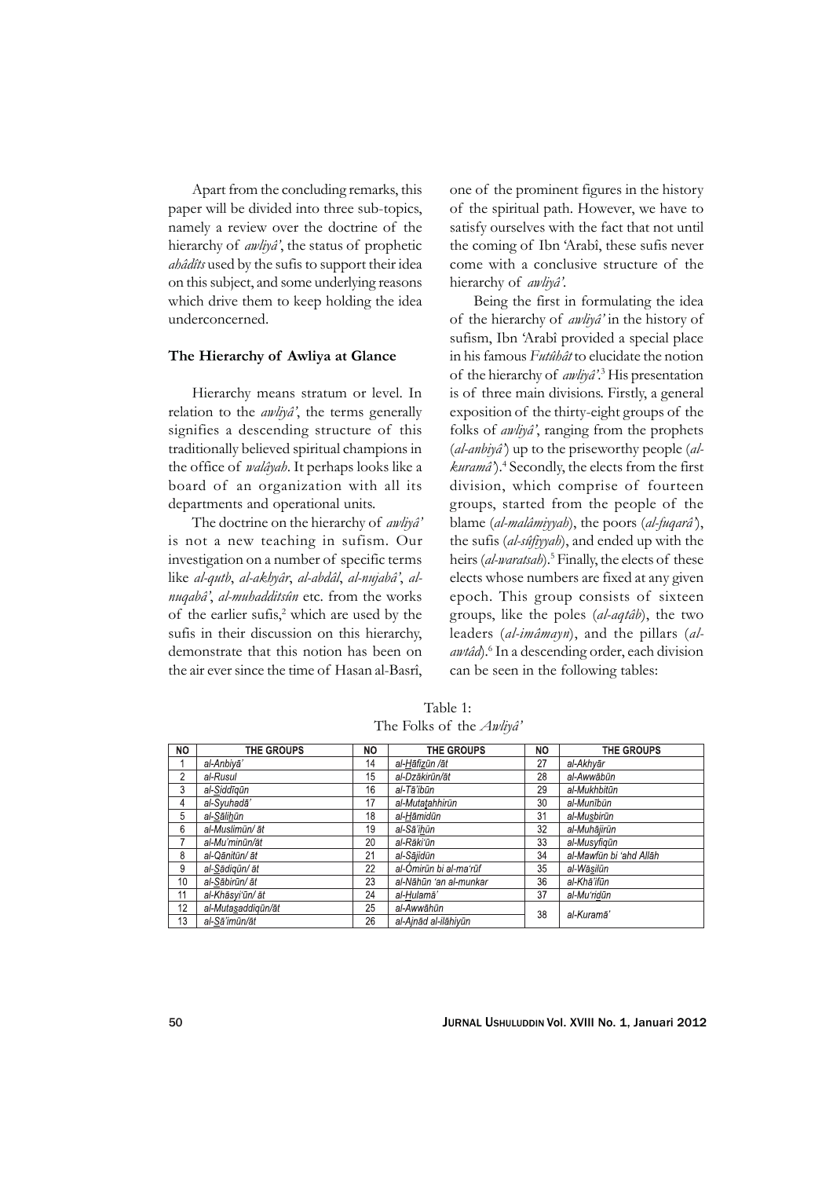Apart from the concluding remarks, this paper will be divided into three sub-topics, namely a review over the doctrine of the hierarchy of *awliyâ'*, the status of prophetic *ahâdîts* used by the sufis to support their idea on this subject, and some underlying reasons which drive them to keep holding the idea underconcerned.

### The Hierarchy of Awliya at Glance

Hierarchy means stratum or level. In relation to the *awliyâ'*, the terms generally signifies a descending structure of this traditionally believed spiritual champions in the office of *walâyah*. It perhaps looks like a board of an organization with all its departments and operational units.

The doctrine on the hierarchy of *awliyâ'* is not a new teaching in sufism. Our investigation on a number of specific terms like *al-qutb*, *al-akhyâr*, *al-abdâl*, *al-nujabâ'*, *al-nuqabâ'*, *al-muhadditsûn* etc. from the works of the earlier sufis,[2] which are used by the sufis in their discussion on this hierarchy, demonstrate that this notion has been on the air ever since the time of Hasan al-Basrî, one of the prominent figures in the history of the spiritual path. However, we have to satisfy ourselves with the fact that not until the coming of Ibn 'Arabî, these sufis never come with a conclusive structure of the hierarchy of *awliyâ'*.

Being the first in formulating the idea of the hierarchy of *awliyâ'* in the history of sufism, Ibn 'Arabî provided a special place in his famous *Futûhât* to elucidate the notion of the hierarchy of *awliyâ'*.[3] His presentation is of three main divisions. Firstly, a general exposition of the thirty-eight groups of the folks of *awliyâ'*, ranging from the prophets (*al-anbiyâ'*) up to the priseworthy people (*al-kuramâ'*).[4] Secondly, the elects from the first division, which comprise of fourteen groups, started from the people of the blame (*al-malâmiyyah*), the poors (*al-fuqarâ'*), the sufis (*al-sûfiyyah*), and ended up with the heirs (*al-waratsah*).[5] Finally, the elects of these elects whose numbers are fixed at any given epoch. This group consists of sixteen groups, like the poles (*al-aqtâb*), the two leaders (*al-imâmayn*), and the pillars (*al-awtâd*).[6] In a descending order, each division can be seen in the following tables:

Table 1:
The Folks of the *Awliyâ'*

| NO | THE GROUPS | NO | THE GROUPS | NO | THE GROUPS |
|---|---|---|---|---|---|
| 1 | *al-Anbiyā'* | 14 | *al-Ḫāfiẕūn /āt* | 27 | *al-Akhyār* |
| 2 | *al-Rusul* | 15 | *al-Dzākirūn/āt* | 28 | *al-Awwābūn* |
| 3 | *al-Ṣiddīqūn* | 16 | *al-Tā'ibūn* | 29 | *al-Mukhbitūn* |
| 4 | *al-Syuhadā'* | 17 | *al-Mutaṯahhirūn* | 30 | *al-Munībūn* |
| 5 | *al-Ṣāliḫūn* | 18 | *al-Ḫāmidūn* | 31 | *al-Muṣbirūn* |
| 6 | *al-Muslimūn/ āt* | 19 | *al-Sā'iḫūn* | 32 | *al-Muhājirūn* |
| 7 | *al-Mu'minūn/āt* | 20 | *al-Rāki'ūn* | 33 | *al-Musyfiqūn* |
| 8 | *al-Qānitūn/ āt* | 21 | *al-Sājidūn* | 34 | *al-Mawfūn bi 'ahd Allāh* |
| 9 | *al-Ṣādiqūn/ āt* | 22 | *al-Āmirūn bi al-ma'rūf* | 35 | *al-Wāṣilūn* |
| 10 | *al-Ṣābirūn/ āt* | 23 | *al-Nāhūn 'an al-munkar* | 36 | *al-Khā'ifūn* |
| 11 | *al-Khāsyi'ūn/ āt* | 24 | *al-Ḫulamā'* | 37 | *al-Mu'riḏūn* |
| 12 | *al-Mutaṣaddiqūn/āt* | 25 | *al-Awwāhūn* | 38 | *al-Kuramā'* |
| 13 | *al-Ṣā'imūn/āt* | 26 | *al-Ajnād al-ilāhiyūn* | | |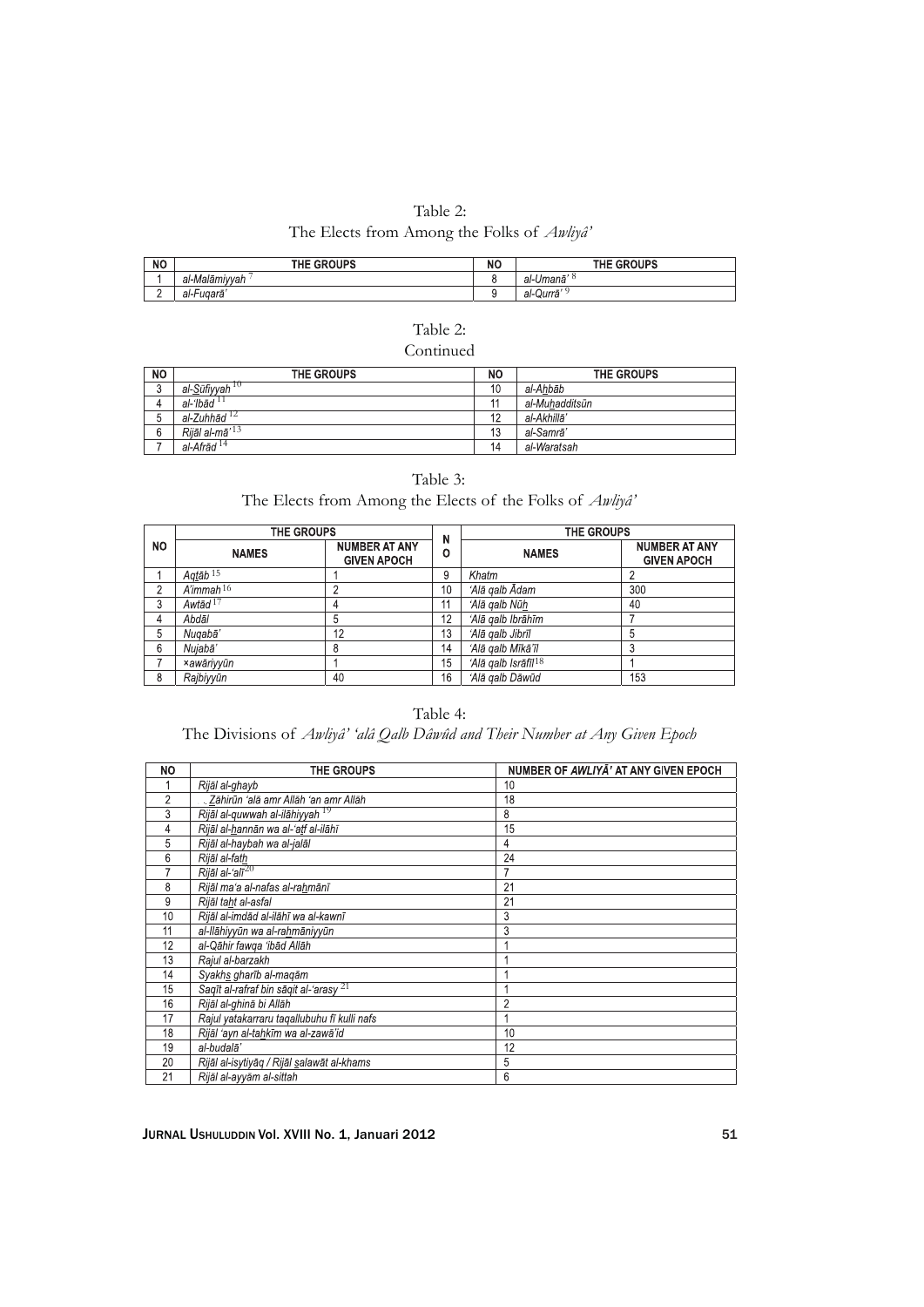Table 2:
The Elects from Among the Folks of *Awliyâ'*

| NO | THE GROUPS | NO | THE GROUPS |
|---|---|---|---|
| 1 | *al-Malāmiyyah* [7] | 8 | *al-Umanā'* [8] |
| 2 | *al-Fuqarā'* | 9 | *al-Qurrā'* [9] |
| 3 | *al-Ṣūfiyyah* [10] | 10 | *al-Aḥbāb* |
| 4 | *al-'Ibād* [11] | 11 | *al-Muḥadditsūn* |
| 5 | *al-Zuhhād* [12] | 12 | *al-Akhillā'* |
| 6 | *Rijāl al-mā'* [13] | 13 | *al-Samrā'* |
| 7 | *al-Afrād* [14] | 14 | *al-Waratsah* |

Table 3:
The Elects from Among the Elects of the Folks of *Awliyâ'*

| NO | THE GROUPS | | NO | THE GROUPS | |
|---|---|---|---|---|---|
| | NAMES | NUMBER AT ANY GIVEN APOCH | | NAMES | NUMBER AT ANY GIVEN APOCH |
| 1 | *Aqṭāb* [15] | 1 | 9 | *Khatm* | 2 |
| 2 | *A'immah* [16] | 2 | 10 | *'Alā qalb Ādam* | 300 |
| 3 | *Awtād* [17] | 4 | 11 | *'Alā qalb Nūḥ* | 40 |
| 4 | *Abdāl* | 5 | 12 | *'Alā qalb Ibrāhīm* | 7 |
| 5 | *Nuqabā'* | 12 | 13 | *'Alā qalb Jibrīl* | 5 |
| 6 | *Nujabā'* | 8 | 14 | *'Alā qalb Mīkā'īl* | 3 |
| 7 | *×awāriyyūn* | 1 | 15 | *'Alā qalb Isrāfīl* [18] | 1 |
| 8 | *Rajbiyyūn* | 40 | 16 | *'Alā qalb Dāwūd* | 153 |

Table 4:
The Divisions of *Awliyâ' 'alâ Qalb Dâwûd and Their Number at Any Given Epoch*

| NO | THE GROUPS | NUMBER OF *AWLIYĀ'* AT ANY GIVEN EPOCH |
|---|---|---|
| 1 | *Rijāl al-ghayb* | 10 |
| 2 | *Ẓāhirūn 'alā amr Allāh 'an amr Allāh* | 18 |
| 3 | *Rijāl al-quwwah al-ilāhiyyah* [19] | 8 |
| 4 | *Rijāl al-ḥannān wa al-'aṭf al-ilāhī* | 15 |
| 5 | *Rijāl al-haybah wa al-jalāl* | 4 |
| 6 | *Rijāl al-fatḥ* | 24 |
| 7 | *Rijāl al-'alī* [20] | 7 |
| 8 | *Rijāl ma'a al-nafas al-raḥmānī* | 21 |
| 9 | *Rijāl taḥt al-asfal* | 21 |
| 10 | *Rijāl al-imdād al-ilāhī wa al-kawnī* | 3 |
| 11 | *al-Ilāhiyyūn wa al-raḥmāniyyūn* | 3 |
| 12 | *al-Qāhir fawqa 'ibād Allāh* | 1 |
| 13 | *Rajul al-barzakh* | 1 |
| 14 | *Syakhṣ gharīb al-maqām* | 1 |
| 15 | *Saqīt al-rafraf bin sāqit al-'arasy* [21] | 1 |
| 16 | *Rijāl al-ghinā bi Allāh* | 2 |
| 17 | *Rajul yatakarraru taqallubuhu fī kulli nafs* | 1 |
| 18 | *Rijāl 'ayn al-taḥkīm wa al-zawā'id* | 10 |
| 19 | *al-budalā'* | 12 |
| 20 | *Rijāl al-isytiyāq / Rijāl ṣalawāt al-khams* | 5 |
| 21 | *Rijāl al-ayyām al-sittah* | 6 |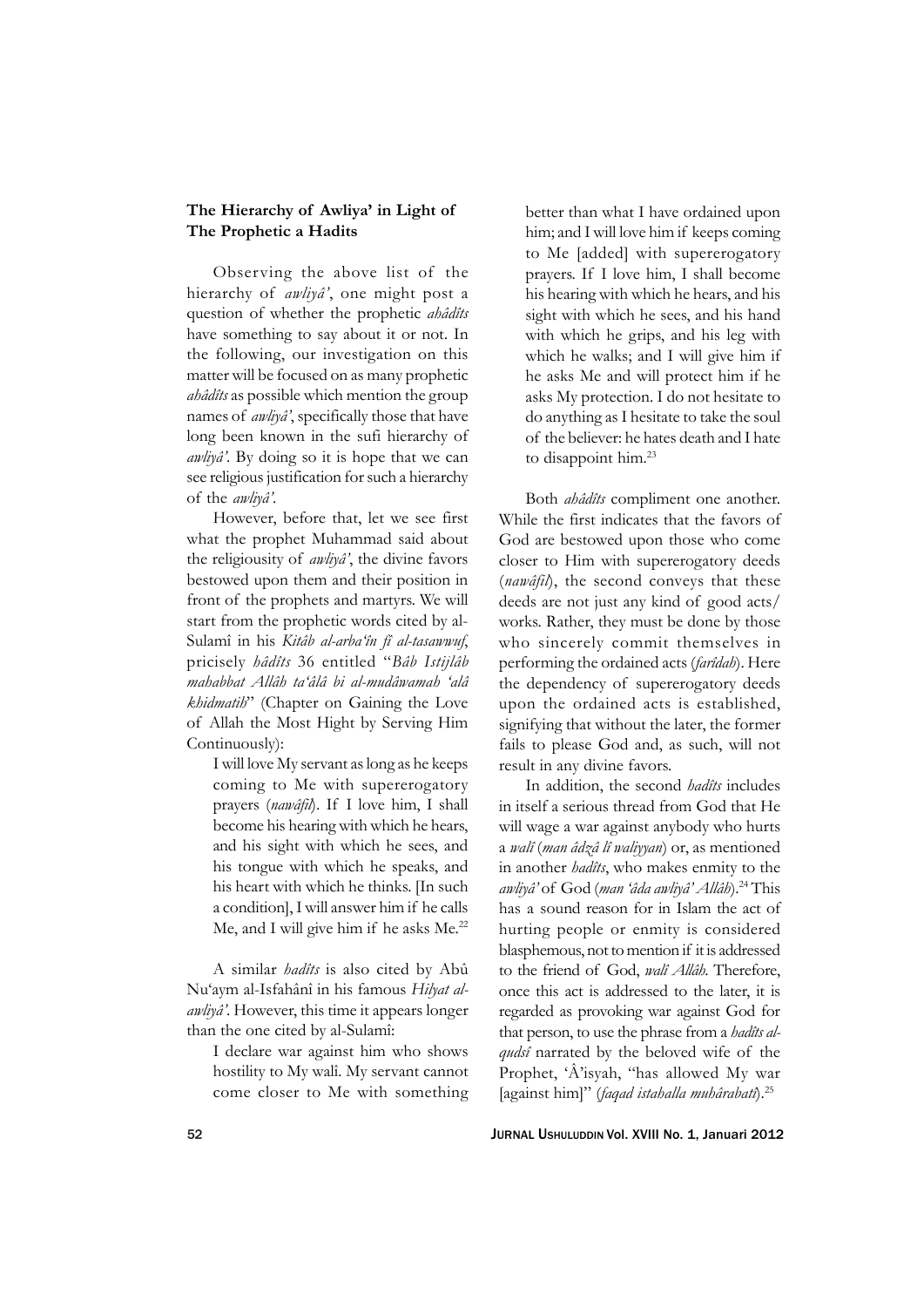**The Hierarchy of Awliya' in Light of The Prophetic a Hadits**

Observing the above list of the hierarchy of *awliyâ'*, one might post a question of whether the prophetic *ahâdîts* have something to say about it or not. In the following, our investigation on this matter will be focused on as many prophetic *ahâdîts* as possible which mention the group names of *awliyâ'*, specifically those that have long been known in the sufi hierarchy of *awliyâ'*. By doing so it is hope that we can see religious justification for such a hierarchy of the *awliyâ'*.

However, before that, let we see first what the prophet Muhammad said about the religiousity of *awliyâ'*, the divine favors bestowed upon them and their position in front of the prophets and martyrs. We will start from the prophetic words cited by al-Sulamî in his *Kitâb al-arba'în fî al-tasawwuf*, pricisely *hâdîts* 36 entitled "*Bâb Istijlâb mahabbat Allâh ta'âlâ bi al-mudâwamah 'alâ khidmatih*" (Chapter on Gaining the Love of Allah the Most Hight by Serving Him Continuously):

> I will love My servant as long as he keeps coming to Me with supererogatory prayers (*nawâfil*). If I love him, I shall become his hearing with which he hears, and his sight with which he sees, and his tongue with which he speaks, and his heart with which he thinks. [In such a condition], I will answer him if he calls Me, and I will give him if he asks Me.[22]

A similar *hadîts* is also cited by Abû Nu'aym al-Isfahânî in his famous *Hilyat al-awliyâ'*. However, this time it appears longer than the one cited by al-Sulamî:

> I declare war against him who shows hostility to My walî. My servant cannot come closer to Me with something better than what I have ordained upon him; and I will love him if keeps coming to Me [added] with supererogatory prayers. If I love him, I shall become his hearing with which he hears, and his sight with which he sees, and his hand with which he grips, and his leg with which he walks; and I will give him if he asks Me and will protect him if he asks My protection. I do not hesitate to do anything as I hesitate to take the soul of the believer: he hates death and I hate to disappoint him.[23]

Both *ahâdîts* compliment one another. While the first indicates that the favors of God are bestowed upon those who come closer to Him with supererogatory deeds (*nawâfil*), the second conveys that these deeds are not just any kind of good acts/works. Rather, they must be done by those who sincerely commit themselves in performing the ordained acts (*farîdah*). Here the dependency of supererogatory deeds upon the ordained acts is established, signifying that without the later, the former fails to please God and, as such, will not result in any divine favors.

In addition, the second *hadîts* includes in itself a serious thread from God that He will wage a war against anybody who hurts a *walî* (*man âdzâ lî waliyyan*) or, as mentioned in another *hadîts*, who makes enmity to the *awliyâ'* of God (*man 'âda awliyâ' Allâh*).[24] This has a sound reason for in Islam the act of hurting people or enmity is considered blasphemous, not to mention if it is addressed to the friend of God, *walî Allâh*. Therefore, once this act is addressed to the later, it is regarded as provoking war against God for that person, to use the phrase from a *hadîts al-qudsî* narrated by the beloved wife of the Prophet, 'Â'isyah, "has allowed My war [against him]" (*faqad istahalla muhârabatî*).[25]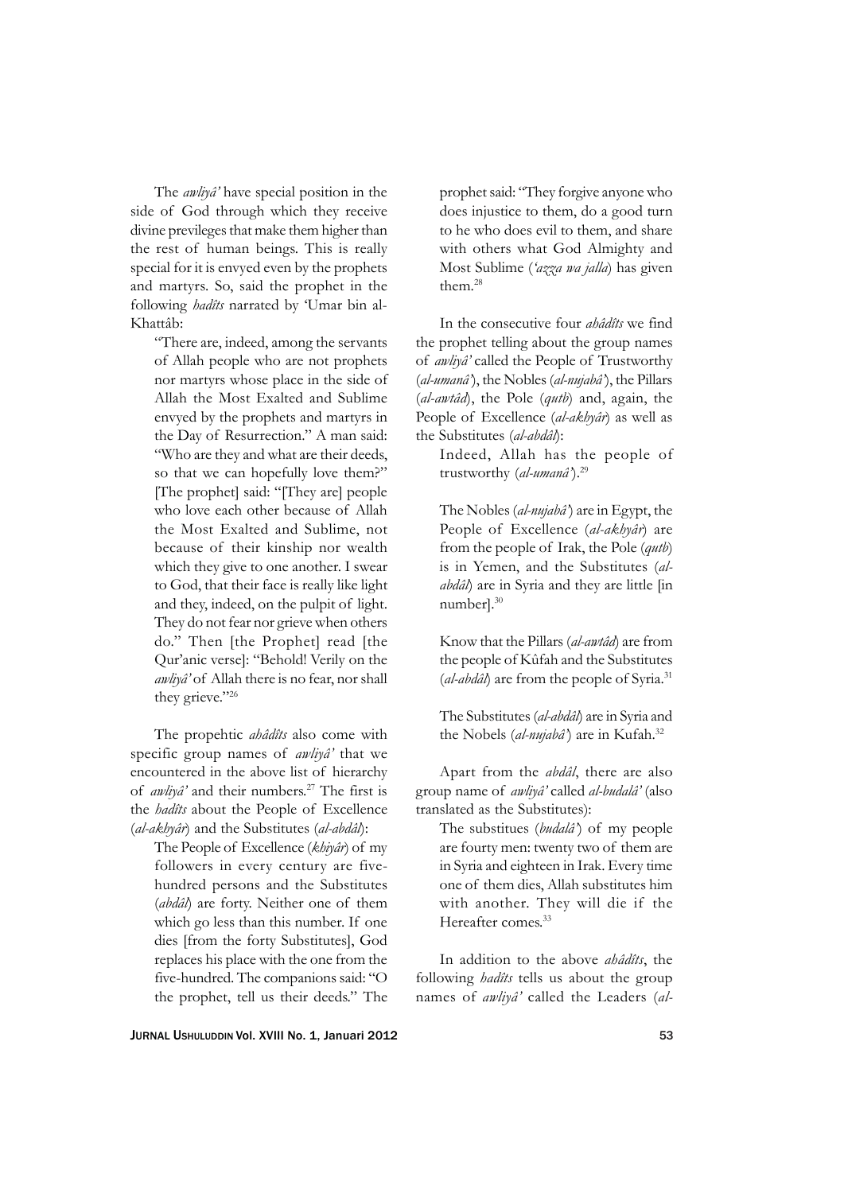The *awliyâ'* have special position in the side of God through which they receive divine previleges that make them higher than the rest of human beings. This is really special for it is envyed even by the prophets and martyrs. So, said the prophet in the following *hadîts* narrated by 'Umar bin al-Khattâb:

> "There are, indeed, among the servants of Allah people who are not prophets nor martyrs whose place in the side of Allah the Most Exalted and Sublime envyed by the prophets and martyrs in the Day of Resurrection." A man said: "Who are they and what are their deeds, so that we can hopefully love them?" [The prophet] said: "[They are] people who love each other because of Allah the Most Exalted and Sublime, not because of their kinship nor wealth which they give to one another. I swear to God, that their face is really like light and they, indeed, on the pulpit of light. They do not fear nor grieve when others do." Then [the Prophet] read [the Qur'anic verse]: "Behold! Verily on the *awliyâ'* of Allah there is no fear, nor shall they grieve."[26]

The propehtic *ahâdîts* also come with specific group names of *awliyâ'* that we encountered in the above list of hierarchy of *awliyâ'* and their numbers.[27] The first is the *hadîts* about the People of Excellence (*al-akhyâr*) and the Substitutes (*al-abdâl*):

> The People of Excellence (*khiyâr*) of my followers in every century are five-hundred persons and the Substitutes (*abdâl*) are forty. Neither one of them which go less than this number. If one dies [from the forty Substitutes], God replaces his place with the one from the five-hundred. The companions said: "O the prophet, tell us their deeds." The prophet said: "They forgive anyone who does injustice to them, do a good turn to he who does evil to them, and share with others what God Almighty and Most Sublime (*'azza wa jalla*) has given them.[28]

In the consecutive four *ahâdîts* we find the prophet telling about the group names of *awliyâ'* called the People of Trustworthy (*al-umanâ'*), the Nobles (*al-nujabâ'*), the Pillars (*al-awtâd*), the Pole (*qutb*) and, again, the People of Excellence (*al-akhyâr*) as well as the Substitutes (*al-abdâl*):

> Indeed, Allah has the people of trustworthy (*al-umanâ'*).[29]

> The Nobles (*al-nujabâ'*) are in Egypt, the People of Excellence (*al-akhyâr*) are from the people of Irak, the Pole (*qutb*) is in Yemen, and the Substitutes (*al-abdâl*) are in Syria and they are little [in number].[30]

> Know that the Pillars (*al-awtâd*) are from the people of Kûfah and the Substitutes (*al-abdâl*) are from the people of Syria.[31]

> The Substitutes (*al-abdâl*) are in Syria and the Nobels (*al-nujabâ'*) are in Kufah.[32]

Apart from the *abdâl*, there are also group name of *awliyâ'* called *al-budalâ'* (also translated as the Substitutes):

> The substitues (*budalâ'*) of my people are fourty men: twenty two of them are in Syria and eighteen in Irak. Every time one of them dies, Allah substitutes him with another. They will die if the Hereafter comes.[33]

In addition to the above *ahâdîts*, the following *hadîts* tells us about the group names of *awliyâ'* called the Leaders (*al-*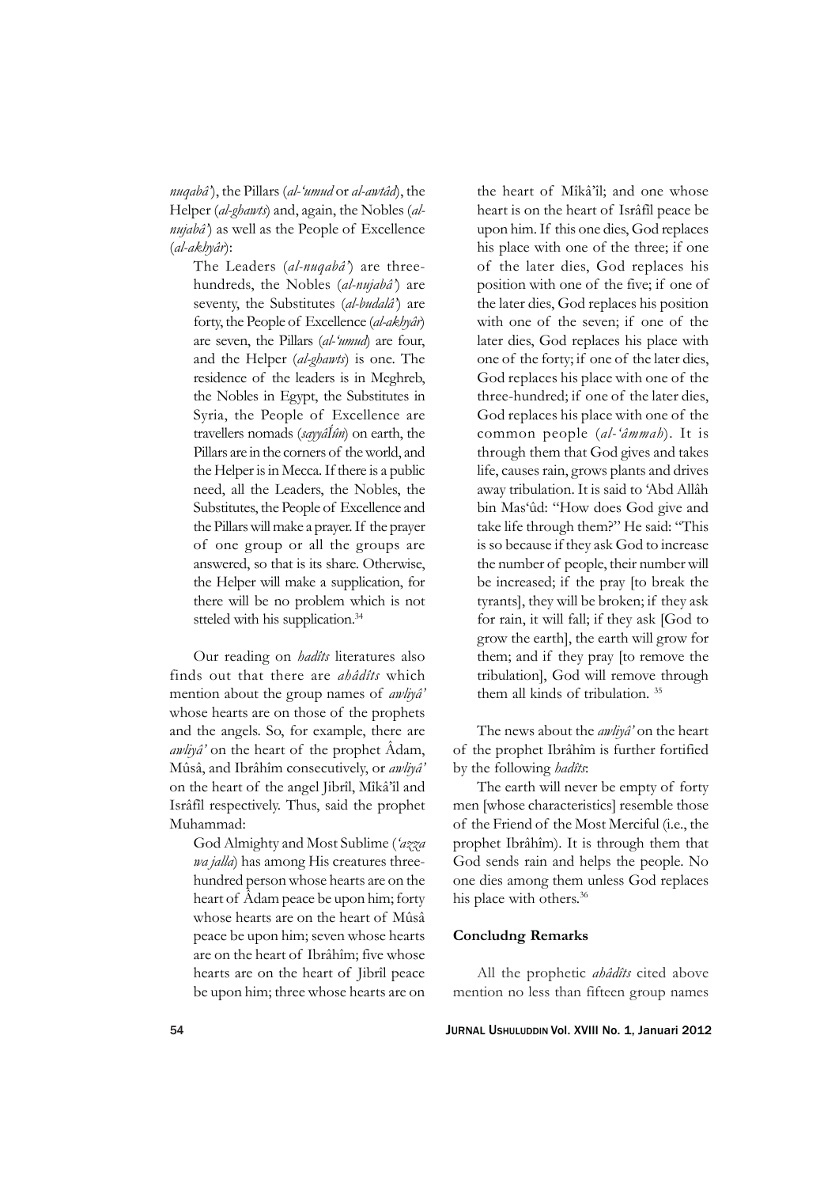*nuqabâ'*), the Pillars (*al-'umud* or *al-awtâd*), the Helper (*al-ghawts*) and, again, the Nobles (*al-nujabâ'*) as well as the People of Excellence (*al-akhyâr*):

> The Leaders (*al-nuqabâ'*) are three-hundreds, the Nobles (*al-nujabâ'*) are seventy, the Substitutes (*al-budalâ'*) are forty, the People of Excellence (*al-akhyâr*) are seven, the Pillars (*al-'umud*) are four, and the Helper (*al-ghawts*) is one. The residence of the leaders is in Meghreb, the Nobles in Egypt, the Substitutes in Syria, the People of Excellence are travellers nomads (*sayyâĺûn*) on earth, the Pillars are in the corners of the world, and the Helper is in Mecca. If there is a public need, all the Leaders, the Nobles, the Substitutes, the People of Excellence and the Pillars will make a prayer. If the prayer of one group or all the groups are answered, so that is its share. Otherwise, the Helper will make a supplication, for there will be no problem which is not stteled with his supplication.[34]

Our reading on *hadîts* literatures also finds out that there are *ahâdîts* which mention about the group names of *awliyâ'* whose hearts are on those of the prophets and the angels. So, for example, there are *awliyâ'* on the heart of the prophet Âdam, Mûsâ, and Ibrâhîm consecutively, or *awliyâ'* on the heart of the angel Jibrîl, Mîkâ'îl and Isrâfîl respectively. Thus, said the prophet Muhammad:

> God Almighty and Most Sublime (*'azza wa jalla*) has among His creatures three-hundred person whose hearts are on the heart of Âdam peace be upon him; forty whose hearts are on the heart of Mûsâ peace be upon him; seven whose hearts are on the heart of Ibrâhîm; five whose hearts are on the heart of Jibrîl peace be upon him; three whose hearts are on the heart of Mîkâ'îl; and one whose heart is on the heart of Isrâfîl peace be upon him. If this one dies, God replaces his place with one of the three; if one of the later dies, God replaces his position with one of the five; if one of the later dies, God replaces his position with one of the seven; if one of the later dies, God replaces his place with one of the forty; if one of the later dies, God replaces his place with one of the three-hundred; if one of the later dies, God replaces his place with one of the common people (*al-'âmmah*). It is through them that God gives and takes life, causes rain, grows plants and drives away tribulation. It is said to 'Abd Allâh bin Mas'ûd: "How does God give and take life through them?" He said: "This is so because if they ask God to increase the number of people, their number will be increased; if the pray [to break the tyrants], they will be broken; if they ask for rain, it will fall; if they ask [God to grow the earth], the earth will grow for them; and if they pray [to remove the tribulation], God will remove through them all kinds of tribulation. [35]

The news about the *awliyâ'* on the heart of the prophet Ibrâhîm is further fortified by the following *hadîts*:

> The earth will never be empty of forty men [whose characteristics] resemble those of the Friend of the Most Merciful (i.e., the prophet Ibrâhîm). It is through them that God sends rain and helps the people. No one dies among them unless God replaces his place with others.[36]

### Concludng Remarks

All the prophetic *ahâdîts* cited above mention no less than fifteen group names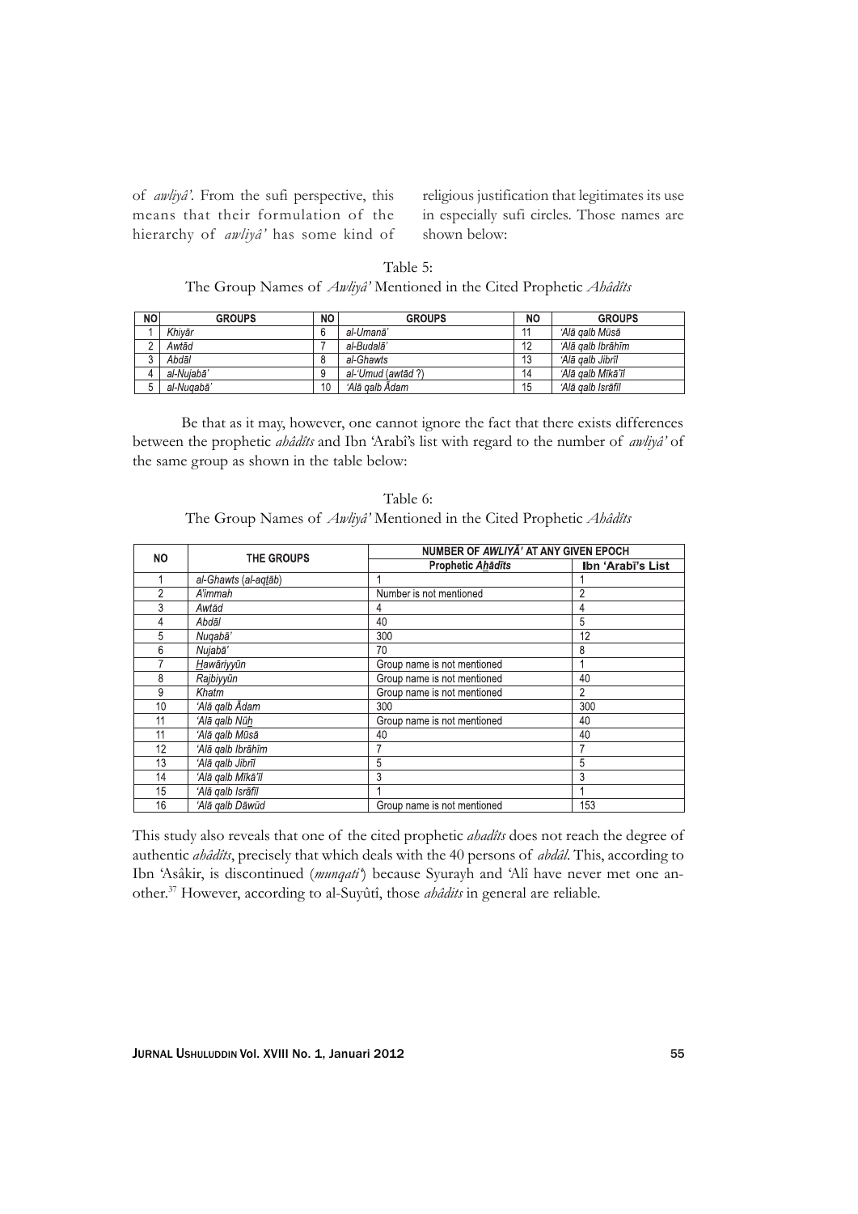of *awliyâ'*. From the sufi perspective, this means that their formulation of the hierarchy of *awliyâ'* has some kind of religious justification that legitimates its use in especially sufi circles. Those names are shown below:

Table 5:
The Group Names of *Awliyâ'* Mentioned in the Cited Prophetic *Ahâdîts*

| NO | GROUPS | NO | GROUPS | NO | GROUPS |
|---|---|---|---|---|---|
| 1 | *Khiyār* | 6 | *al-Umanā'* | 11 | *'Alā qalb Mūsā* |
| 2 | *Awtād* | 7 | *al-Budalā'* | 12 | *'Alā qalb Ibrāhīm* |
| 3 | *Abdāl* | 8 | *al-Ghawts* | 13 | *'Alā qalb Jibrīl* |
| 4 | *al-Nujabā'* | 9 | *al-'Umud (awtād ?)* | 14 | *'Alā qalb Mīkā'īl* |
| 5 | *al-Nuqabā'* | 10 | *'Alā qalb Ādam* | 15 | *'Alā qalb Isrāfīl* |

Be that as it may, however, one cannot ignore the fact that there exists differences between the prophetic *ahâdîts* and Ibn 'Arabî's list with regard to the number of *awliyâ'* of the same group as shown in the table below:

Table 6:
The Group Names of *Awliyâ'* Mentioned in the Cited Prophetic *Ahâdîts*

| NO | THE GROUPS | NUMBER OF *AWLIYĀ'* AT ANY GIVEN EPOCH | |
|---|---|---|---|
| | | **Prophetic *Aḫādīts*** | **Ibn 'Arabī's List** |
| 1 | *al-Ghawts (al-aqṯāb)* | 1 | 1 |
| 2 | *A'immah* | Number is not mentioned | 2 |
| 3 | *Awtād* | 4 | 4 |
| 4 | *Abdāl* | 40 | 5 |
| 5 | *Nuqabā'* | 300 | 12 |
| 6 | *Nujabā'* | 70 | 8 |
| 7 | *Ḫawāriyyūn* | Group name is not mentioned | 1 |
| 8 | *Rajbiyyūn* | Group name is not mentioned | 40 |
| 9 | *Khatm* | Group name is not mentioned | 2 |
| 10 | *'Alā qalb Ādam* | 300 | 300 |
| 11 | *'Alā qalb Nūḫ* | Group name is not mentioned | 40 |
| 11 | *'Alā qalb Mūsā* | 40 | 40 |
| 12 | *'Alā qalb Ibrāhīm* | 7 | 7 |
| 13 | *'Alā qalb Jibrīl* | 5 | 5 |
| 14 | *'Alā qalb Mīkā'īl* | 3 | 3 |
| 15 | *'Alā qalb Isrāfīl* | 1 | 1 |
| 16 | *'Alā qalb Dāwūd* | Group name is not mentioned | 153 |

This study also reveals that one of the cited prophetic *ahadîts* does not reach the degree of authentic *ahâdîts*, precisely that which deals with the 40 persons of *abdâl*. This, according to Ibn 'Asâkir, is discontinued (*munqati'*) because Syurayh and 'Alî have never met one another.[37] However, according to al-Suyûtî, those *ahâdits* in general are reliable.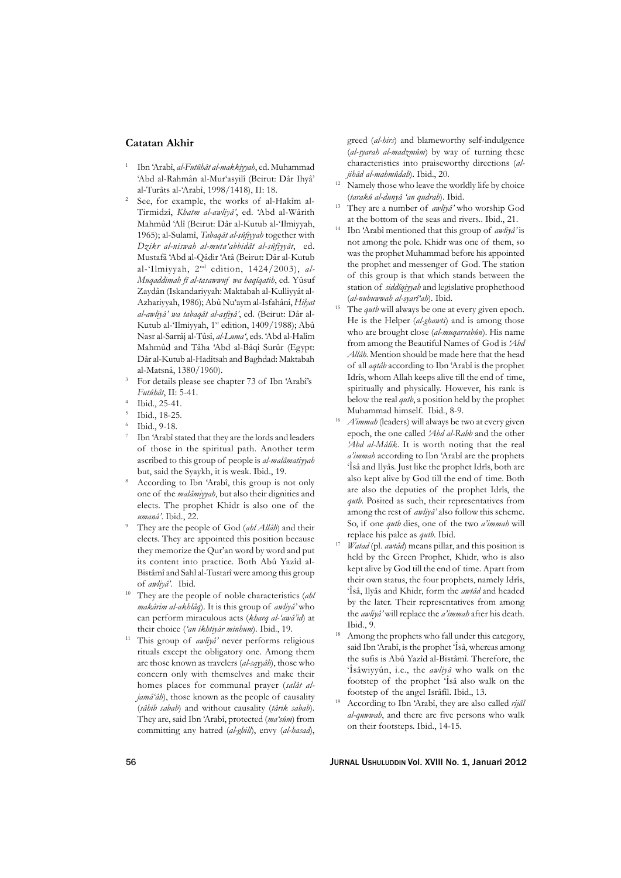### Catatan Akhir

1. Ibn 'Arabî, *al-Futûhât al-makkiyyah*, ed. Muhammad 'Abd al-Rahmân al-Mur'asyilî (Beirut: Dâr Ihyâ' al-Turâts al-'Arabî, 1998/1418), II: 18.
2. See, for example, the works of al-Hakîm al-Tirmidzî, *Khatm al-awliyâ'*, ed. 'Abd al-Wârith Mahmûd 'Alî (Beirut: Dâr al-Kutub al-'Ilmiyyah, 1965); al-Sulamî, *Tabaqât al-sûfiyyah* together with *Dzikr al-niswah al-muta'abbidât al-sûfiyyât*, ed. Mustafâ 'Abd al-Qâdir 'Atâ (Beirut: Dâr al-Kutub al-'Ilmiyyah, 2nd edition, 1424/2003), *al-Muqaddimah fî al-tasawwuf wa haqîqatih*, ed. Yûsuf Zaydân (Iskandariyyah: Maktabah al-Kulliyyât al-Azhariyyah, 1986); Abû Nu'aym al-Isfahânî, *Hilyat al-awliyâ' wa tabaqât al-asfiyâ'*, ed. (Beirut: Dâr al-Kutub al-'Ilmiyyah, 1st edition, 1409/1988); Abû Nasr al-Sarrâj al-Tûsî, *al-Luma'*, eds. 'Abd al-Halîm Mahmûd and Tâha 'Abd al-Bâqî Surûr (Egypt: Dâr al-Kutub al-Hadîtsah and Baghdad: Maktabah al-Matsnâ, 1380/1960).
3. For details please see chapter 73 of Ibn 'Arabî's *Futûhât*, II: 5-41.
4. Ibid., 25-41.
5. Ibid., 18-25.
6. Ibid., 9-18.
7. Ibn 'Arabî stated that they are the lords and leaders of those in the spiritual path. Another term ascribed to this group of people is *al-malâmatiyyah* but, said the Syaykh, it is weak. Ibid., 19.
8. According to Ibn 'Arabî, this group is not only one of the *malâmiyyah*, but also their dignities and elects. The prophet Khidr is also one of the *umanâ'*. Ibid., 22.
9. They are the people of God (*ahl Allâh*) and their elects. They are appointed this position because they memorize the Qur'an word by word and put its content into practice. Both Abû Yazîd al-Bistâmî and Sahl al-Tustarî were among this group of *awliyâ'*. Ibid.
10. They are the people of noble characteristics (*ahl makârim al-akhlâq*). It is this group of *awliyâ'* who can perform miraculous acts (*kharq al-'awâ'id*) at their choice (*'an ikhtiyâr minhum*). Ibid., 19.
11. This group of *awliyâ'* never performs religious rituals except the obligatory one. Among them are those known as travelers (*al-sayyâh*), those who concern only with themselves and make their homes places for communal prayer (*salât al-jamâ'âh*), those known as the people of causality (*sâhib sabab*) and without causality (*târik sabab*). They are, said Ibn 'Arabî, protected (*ma'sûm*) from committing any hatred (*al-ghill*), envy (*al-hasad*), greed (*al-hirs*) and blameworthy self-indulgence (*al-syarah al-madzmûm*) by way of turning these characteristics into praiseworthy directions (*al-jihâd al-mahmûdah*). Ibid., 20.
12. Namely those who leave the worldly life by choice (*tarakû al-dunyâ 'an qudrah*). Ibid.
13. They are a number of *awliyâ'* who worship God at the bottom of the seas and rivers.. Ibid., 21.
14. Ibn 'Arabî mentioned that this group of *awliyâ'* is not among the pole. Khidr was one of them, so was the prophet Muhammad before his appointed the prophet and messenger of God. The station of this group is that which stands between the station of *siddîqiyyah* and legislative prophethood (*al-nubuwwah al-syarî'ah*). Ibid.
15. The *qutb* will always be one at every given epoch. He is the Helper (*al-ghawts*) and is among those who are brought close (*al-muqarrabûn*). His name from among the Beautiful Names of God is *'Abd Allâh*. Mention should be made here that the head of all *aqtâb* according to Ibn 'Arabî is the prophet Idrîs, whom Allah keeps alive till the end of time, spiritually and physically. However, his rank is below the real *qutb*, a position held by the prophet Muhammad himself. Ibid., 8-9.
16. *A'immah* (leaders) will always be two at every given epoch, the one called *'Abd al-Rabb* and the other *'Abd al-Mâlik*. It is worth noting that the real *a'immah* according to Ibn 'Arabî are the prophets 'Îsâ and Ilyâs. Just like the prophet Idrîs, both are also kept alive by God till the end of time. Both are also the deputies of the prophet Idrîs, the *qutb*. Posited as such, their representatives from among the rest of *awliyâ'* also follow this scheme. So, if one *qutb* dies, one of the two *a'immah* will replace his palce as *qutb*. Ibid.
17. *Watad* (pl. *awtâd*) means pillar, and this position is held by the Green Prophet, Khidr, who is also kept alive by God till the end of time. Apart from their own status, the four prophets, namely Idrîs, 'Îsâ, Ilyâs and Khidr, form the *awtâd* and headed by the later. Their representatives from among the *awliyâ'* will replace the *a'immah* after his death. Ibid., 9.
18. Among the prophets who fall under this category, said Ibn 'Arabî, is the prophet 'Îsâ, whereas among the sufis is Abû Yazîd al-Bistâmî. Therefore, the 'Îsâwiyyûn, i.e., the *awliyâ* who walk on the footstep of the prophet 'Îsâ also walk on the footstep of the angel Isrâfîl. Ibid., 13.
19. According to Ibn 'Arabî, they are also called *rijâl al-quwwah*, and there are five persons who walk on their footsteps. Ibid., 14-15.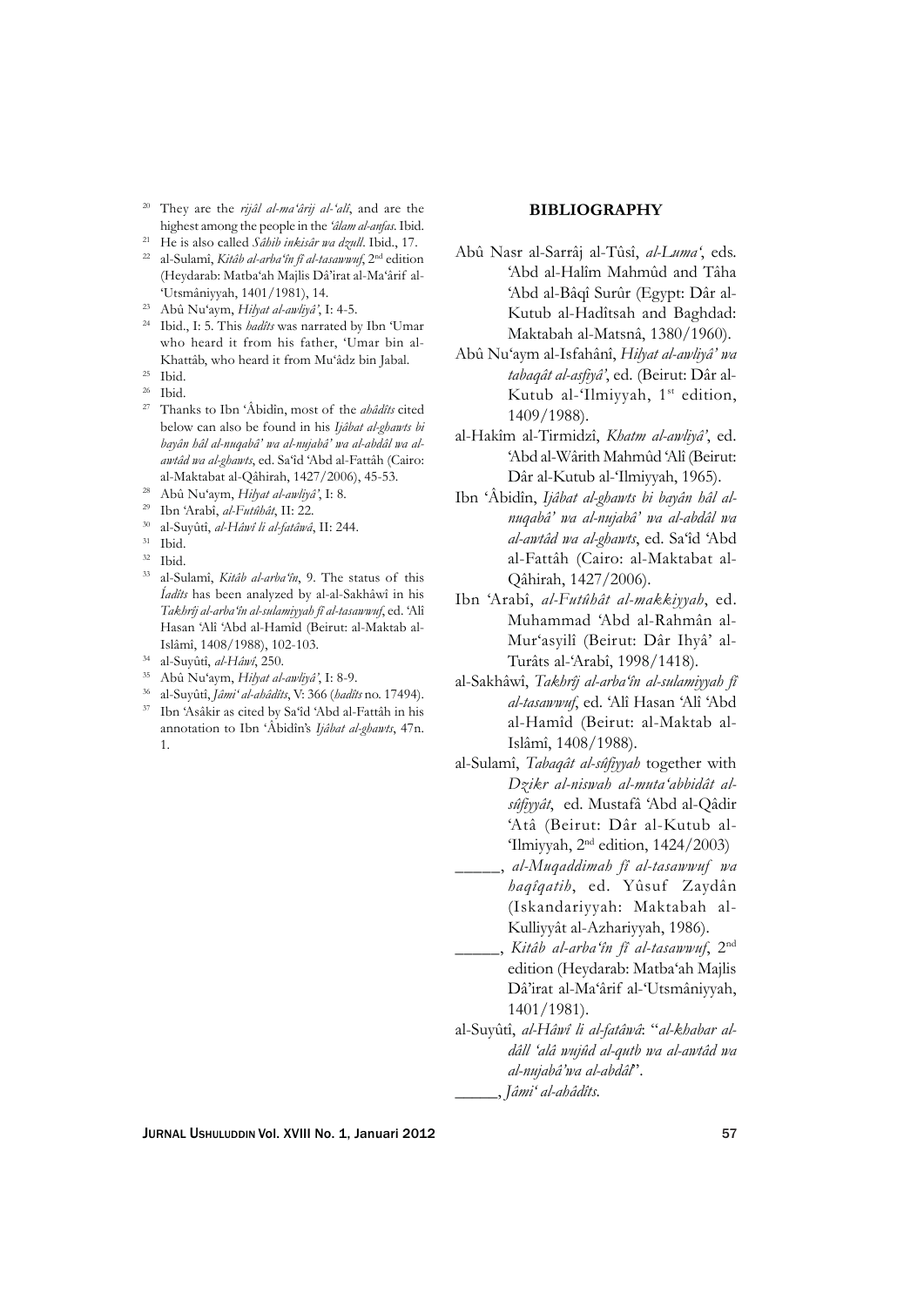[20] They are the *rijâl al-ma'ârij al-'alî*, and are the highest among the people in the *'âlam al-anfas*. Ibid.

[21] He is also called *Sâhib inkisâr wa dzull*. Ibid., 17.

[22] al-Sulamî, *Kitâb al-arba'în fî al-tasawwuf*, 2nd edition (Heydarab: Matba'ah Majlis Dâ'irat al-Ma'ârif al-'Utsmâniyyah, 1401/1981), 14.

[23] Abû Nu'aym, *Hilyat al-awliyâ'*, I: 4-5.

[24] Ibid., I: 5. This *hadîts* was narrated by Ibn 'Umar who heard it from his father, 'Umar bin al-Khattâb, who heard it from Mu'âdz bin Jabal.

[25] Ibid.

[26] Ibid.

[27] Thanks to Ibn 'Âbidîn, most of the *ahâdîts* cited below can also be found in his *Ijâbat al-ghawts bi bayân hâl al-nuqabâ' wa al-nujabâ' wa al-abdâl wa al-awtâd wa al-ghawts*, ed. Sa'îd 'Abd al-Fattâh (Cairo: al-Maktabat al-Qâhirah, 1427/2006), 45-53.

[28] Abû Nu'aym, *Hilyat al-awliyâ'*, I: 8.

[29] Ibn 'Arabî, *al-Futûhât*, II: 22.

[30] al-Suyûtî, *al-Hâwî li al-fatâwâ*, II: 244.

[31] Ibid.

[32] Ibid.

[33] al-Sulamî, *Kitâb al-arba'în*, 9. The status of this *Íadîts* has been analyzed by al-al-Sakhâwî in his *Takhrîj al-arba'în al-sulamiyyah fî al-tasawwuf*, ed. 'Alî Hasan 'Alî 'Abd al-Hamîd (Beirut: al-Maktab al-Islâmî, 1408/1988), 102-103.

[34] al-Suyûtî, *al-Hâwî*, 250.

[35] Abû Nu'aym, *Hilyat al-awliyâ'*, I: 8-9.

[36] al-Suyûtî, *Jâmi' al-ahâdîts*, V: 366 (*hadîts* no. 17494).

[37] Ibn 'Asâkir as cited by Sa'îd 'Abd al-Fattâh in his annotation to Ibn 'Âbidîn's *Ijâbat al-ghawts*, 47n. 1.

## BIBLIOGRAPHY

Abû Nasr al-Sarrâj al-Tûsî, *al-Luma'*, eds. 'Abd al-Halîm Mahmûd and Tâha 'Abd al-Bâqî Surûr (Egypt: Dâr al-Kutub al-Hadîtsah and Baghdad: Maktabah al-Matsnâ, 1380/1960).

Abû Nu'aym al-Isfahânî, *Hilyat al-awliyâ' wa tabaqât al-asfiyâ'*, ed. (Beirut: Dâr al-Kutub al-'Ilmiyyah, 1st edition, 1409/1988).

al-Hakîm al-Tirmidzî, *Khatm al-awliyâ'*, ed. 'Abd al-Wârith Mahmûd 'Alî (Beirut: Dâr al-Kutub al-'Ilmiyyah, 1965).

Ibn 'Âbidîn, *Ijâbat al-ghawts bi bayân hâl al-nuqabâ' wa al-nujabâ' wa al-abdâl wa al-awtâd wa al-ghawts*, ed. Sa'îd 'Abd al-Fattâh (Cairo: al-Maktabat al-Qâhirah, 1427/2006).

Ibn 'Arabî, *al-Futûhât al-makkiyyah*, ed. Muhammad 'Abd al-Rahmân al-Mur'asyilî (Beirut: Dâr Ihyâ' al-Turâts al-'Arabî, 1998/1418).

al-Sakhâwî, *Takhrîj al-arba'în al-sulamiyyah fî al-tasawwuf*, ed. 'Alî Hasan 'Alî 'Abd al-Hamîd (Beirut: al-Maktab al-Islâmî, 1408/1988).

al-Sulamî, *Tabaqât al-sûfiyyah* together with *Dzikr al-niswah al-muta'abbidât al-sûfiyyât*, ed. Mustafâ 'Abd al-Qâdir 'Atâ (Beirut: Dâr al-Kutub al-'Ilmiyyah, 2nd edition, 1424/2003)

_____, *al-Muqaddimah fî al-tasawwuf wa haqîqatih*, ed. Yûsuf Zaydân (Iskandariyyah: Maktabah al-Kulliyyât al-Azhariyyah, 1986).

_____, *Kitâb al-arba'în fî al-tasawwuf*, 2nd edition (Heydarab: Matba'ah Majlis Dâ'irat al-Ma'ârif al-'Utsmâniyyah, 1401/1981).

al-Suyûtî, *al-Hâwî li al-fatâwâ*: "*al-khabar al-dâll 'alâ wujûd al-qutb wa al-awtâd wa al-nujabâ'wa al-abdâl*".

_____, *Jâmi' al-ahâdîts*.